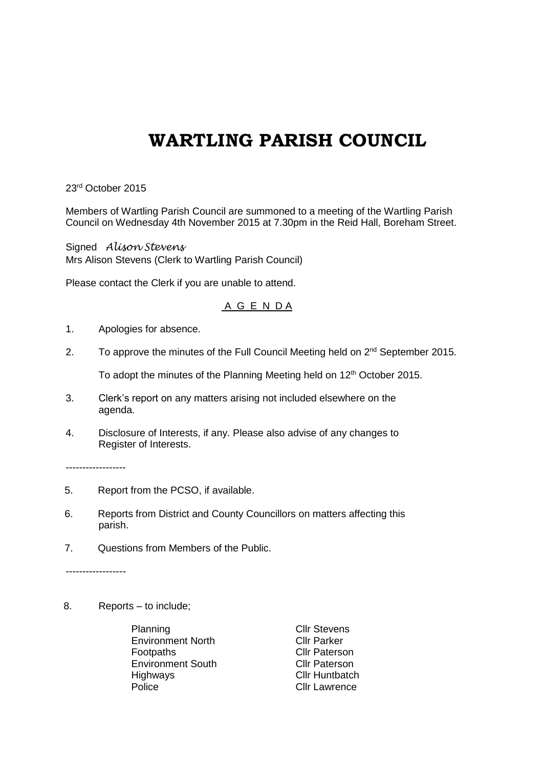# WARTLING PARISH COUNCIL

23rd October 2015

Members of Wartling Parish Council are summoned to a meeting of the Wartling Parish Council on Wednesday 4th November 2015 at 7.30pm in the Reid Hall, Boreham Street.

Signed *Alison Stevens*
Mrs Alison Stevens (Clerk to Wartling Parish Council)

Please contact the Clerk if you are unable to attend.

A G E N D A

1. Apologies for absence.

2. To approve the minutes of the Full Council Meeting held on 2nd September 2015.

   To adopt the minutes of the Planning Meeting held on 12th October 2015.

3. Clerk's report on any matters arising not included elsewhere on the agenda.

4. Disclosure of Interests, if any. Please also advise of any changes to Register of Interests.

------------------

5. Report from the PCSO, if available.

6. Reports from District and County Councillors on matters affecting this parish.

7. Questions from Members of the Public.

------------------

8. Reports – to include;

| | |
|---|---|
| Planning | Cllr Stevens |
| Environment North | Cllr Parker |
| Footpaths | Cllr Paterson |
| Environment South | Cllr Paterson |
| Highways | Cllr Huntbatch |
| Police | Cllr Lawrence |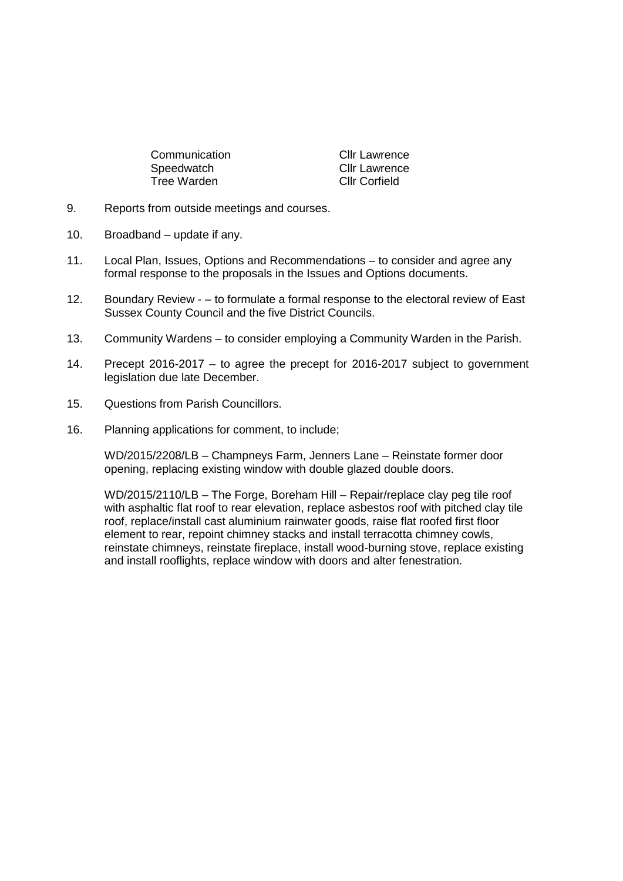| | |
|---|---|
| Communication | Cllr Lawrence |
| Speedwatch | Cllr Lawrence |
| Tree Warden | Cllr Corfield |

9. Reports from outside meetings and courses.

10. Broadband – update if any.

11. Local Plan, Issues, Options and Recommendations – to consider and agree any formal response to the proposals in the Issues and Options documents.

12. Boundary Review - – to formulate a formal response to the electoral review of East Sussex County Council and the five District Councils.

13. Community Wardens – to consider employing a Community Warden in the Parish.

14. Precept 2016-2017 – to agree the precept for 2016-2017 subject to government legislation due late December.

15. Questions from Parish Councillors.

16. Planning applications for comment, to include;

    WD/2015/2208/LB – Champneys Farm, Jenners Lane – Reinstate former door opening, replacing existing window with double glazed double doors.

    WD/2015/2110/LB – The Forge, Boreham Hill – Repair/replace clay peg tile roof with asphaltic flat roof to rear elevation, replace asbestos roof with pitched clay tile roof, replace/install cast aluminium rainwater goods, raise flat roofed first floor element to rear, repoint chimney stacks and install terracotta chimney cowls, reinstate chimneys, reinstate fireplace, install wood-burning stove, replace existing and install rooflights, replace window with doors and alter fenestration.